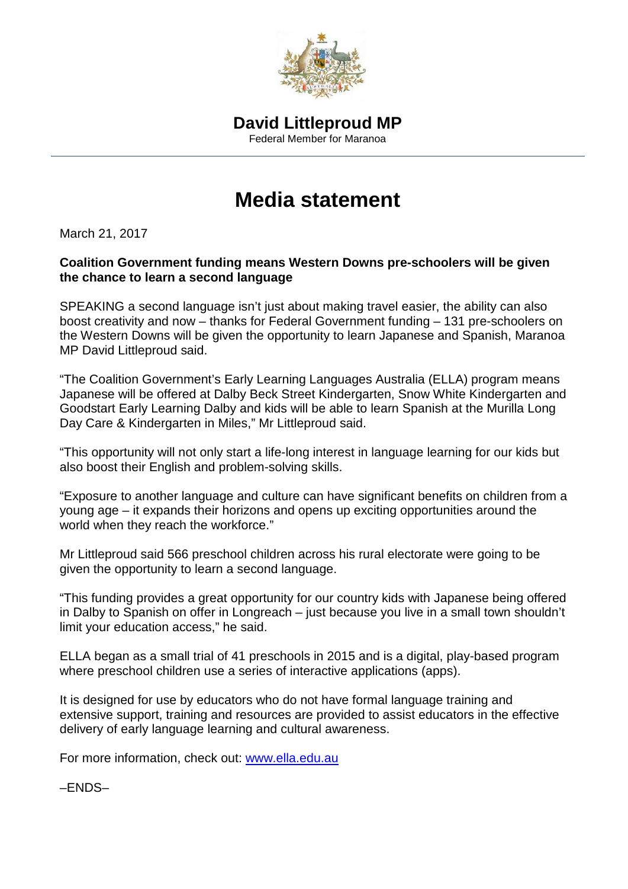**David Littleproud MP**

Federal Member for Maranoa

# Media statement

March 21, 2017

**Coalition Government funding means Western Downs pre-schoolers will be given the chance to learn a second language**

SPEAKING a second language isn't just about making travel easier, the ability can also boost creativity and now – thanks for Federal Government funding – 131 pre-schoolers on the Western Downs will be given the opportunity to learn Japanese and Spanish, Maranoa MP David Littleproud said.

"The Coalition Government's Early Learning Languages Australia (ELLA) program means Japanese will be offered at Dalby Beck Street Kindergarten, Snow White Kindergarten and Goodstart Early Learning Dalby and kids will be able to learn Spanish at the Murilla Long Day Care & Kindergarten in Miles," Mr Littleproud said.

"This opportunity will not only start a life-long interest in language learning for our kids but also boost their English and problem-solving skills.

"Exposure to another language and culture can have significant benefits on children from a young age – it expands their horizons and opens up exciting opportunities around the world when they reach the workforce."

Mr Littleproud said 566 preschool children across his rural electorate were going to be given the opportunity to learn a second language.

"This funding provides a great opportunity for our country kids with Japanese being offered in Dalby to Spanish on offer in Longreach – just because you live in a small town shouldn't limit your education access," he said.

ELLA began as a small trial of 41 preschools in 2015 and is a digital, play-based program where preschool children use a series of interactive applications (apps).

It is designed for use by educators who do not have formal language training and extensive support, training and resources are provided to assist educators in the effective delivery of early language learning and cultural awareness.

For more information, check out: [www.ella.edu.au](http://www.ella.edu.au)

–ENDS–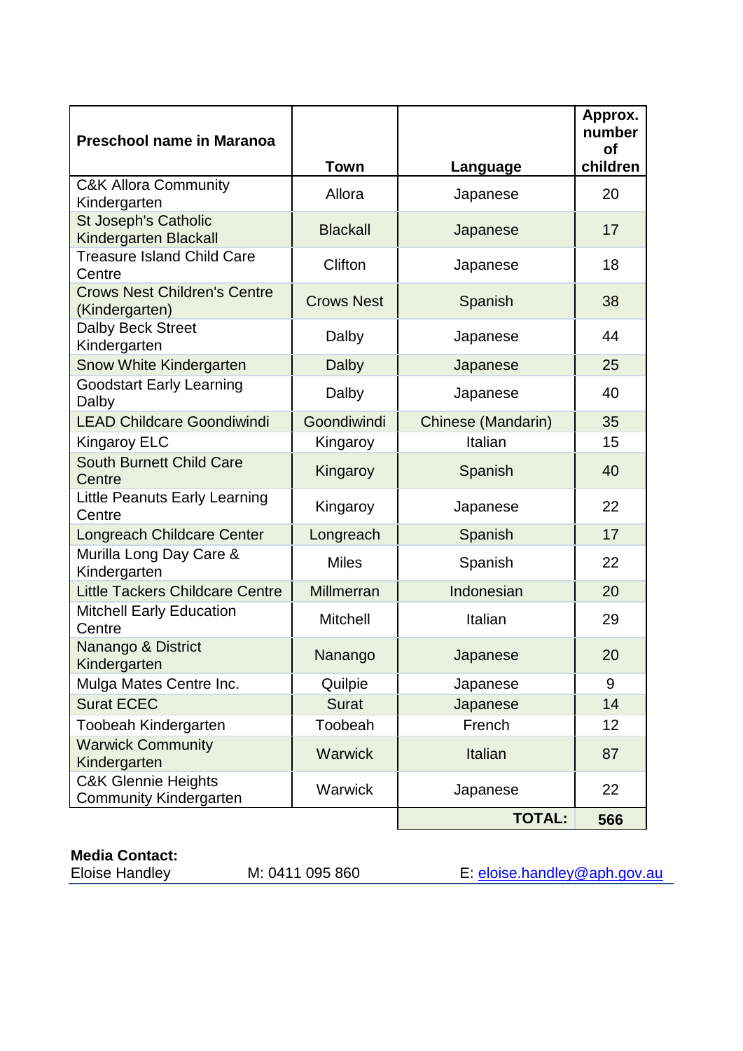| Preschool name in Maranoa | Town | Language | Approx. number of children |
|---|---|---|---|
| C&K Allora Community Kindergarten | Allora | Japanese | 20 |
| St Joseph's Catholic Kindergarten Blackall | Blackall | Japanese | 17 |
| Treasure Island Child Care Centre | Clifton | Japanese | 18 |
| Crows Nest Children's Centre (Kindergarten) | Crows Nest | Spanish | 38 |
| Dalby Beck Street Kindergarten | Dalby | Japanese | 44 |
| Snow White Kindergarten | Dalby | Japanese | 25 |
| Goodstart Early Learning Dalby | Dalby | Japanese | 40 |
| LEAD Childcare Goondiwindi | Goondiwindi | Chinese (Mandarin) | 35 |
| Kingaroy ELC | Kingaroy | Italian | 15 |
| South Burnett Child Care Centre | Kingaroy | Spanish | 40 |
| Little Peanuts Early Learning Centre | Kingaroy | Japanese | 22 |
| Longreach Childcare Center | Longreach | Spanish | 17 |
| Murilla Long Day Care & Kindergarten | Miles | Spanish | 22 |
| Little Tackers Childcare Centre | Millmerran | Indonesian | 20 |
| Mitchell Early Education Centre | Mitchell | Italian | 29 |
| Nanango & District Kindergarten | Nanango | Japanese | 20 |
| Mulga Mates Centre Inc. | Quilpie | Japanese | 9 |
| Surat ECEC | Surat | Japanese | 14 |
| Toobeah Kindergarten | Toobeah | French | 12 |
| Warwick Community Kindergarten | Warwick | Italian | 87 |
| C&K Glennie Heights Community Kindergarten | Warwick | Japanese | 22 |
| | | **TOTAL:** | **566** |

**Media Contact:**
Eloise Handley M: 0411 095 860 E: eloise.handley@aph.gov.au